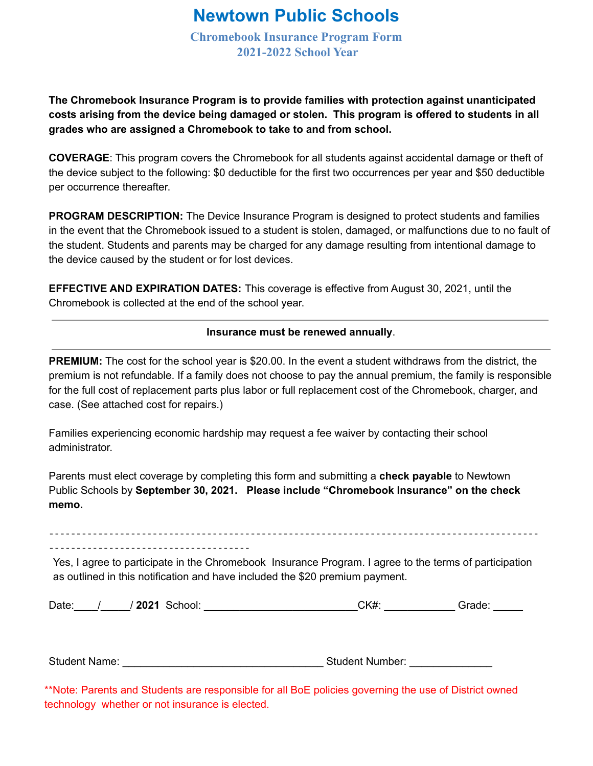# Newtown Public Schools

## Chromebook Insurance Program Form
## 2021-2022 School Year

**The Chromebook Insurance Program is to provide families with protection against unanticipated costs arising from the device being damaged or stolen. This program is offered to students in all grades who are assigned a Chromebook to take to and from school.**

**COVERAGE**: This program covers the Chromebook for all students against accidental damage or theft of the device subject to the following: $0 deductible for the first two occurrences per year and $50 deductible per occurrence thereafter.

**PROGRAM DESCRIPTION:** The Device Insurance Program is designed to protect students and families in the event that the Chromebook issued to a student is stolen, damaged, or malfunctions due to no fault of the student. Students and parents may be charged for any damage resulting from intentional damage to the device caused by the student or for lost devices.

**EFFECTIVE AND EXPIRATION DATES:** This coverage is effective from August 30, 2021, until the Chromebook is collected at the end of the school year.

---

**Insurance must be renewed annually**.

---

**PREMIUM:** The cost for the school year is $20.00. In the event a student withdraws from the district, the premium is not refundable. If a family does not choose to pay the annual premium, the family is responsible for the full cost of replacement parts plus labor or full replacement cost of the Chromebook, charger, and case. (See attached cost for repairs.)

Families experiencing economic hardship may request a fee waiver by contacting their school administrator.

Parents must elect coverage by completing this form and submitting a **check payable** to Newtown Public Schools by **September 30, 2021. Please include "Chromebook Insurance" on the check memo.**

- - - - - - - - - - - - - - - - - - - - - - - - - - - - - - - - - - - - - - - - - - - - - - - - - - - - - - - - - - - - - - - - - - - - - - - - - - - - - - - -

Yes, I agree to participate in the Chromebook Insurance Program. I agree to the terms of participation as outlined in this notification and have included the $20 premium payment.

Date:____/_____/ **2021** School: _________________________CK#: ___________ Grade: _____

Student Name: _________________________________ Student Number: _____________

**Note: Parents and Students are responsible for all BoE policies governing the use of District owned technology whether or not insurance is elected.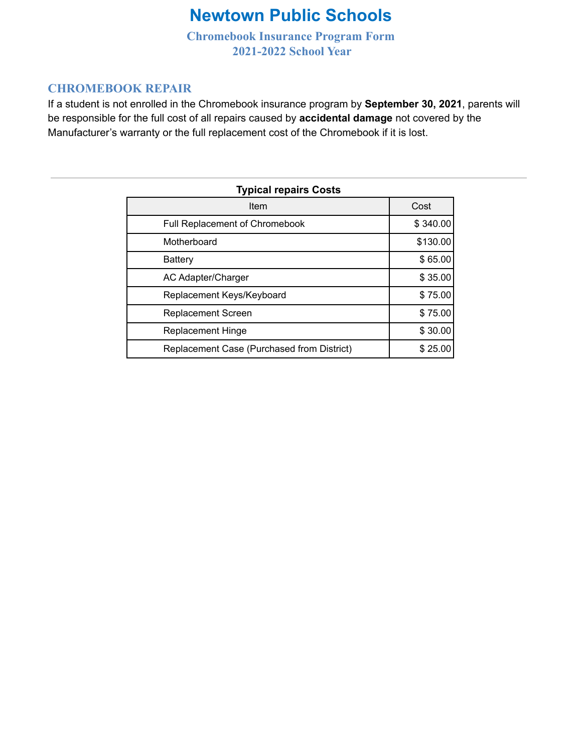# Newtown Public Schools

## Chromebook Insurance Program Form
## 2021-2022 School Year

### CHROMEBOOK REPAIR

If a student is not enrolled in the Chromebook insurance program by **September 30, 2021**, parents will be responsible for the full cost of all repairs caused by **accidental damage** not covered by the Manufacturer's warranty or the full replacement cost of the Chromebook if it is lost.

---

**Typical repairs Costs**

| Item | Cost |
|---|---|
| Full Replacement of Chromebook | $ 340.00 |
| Motherboard | $130.00 |
| Battery | $ 65.00 |
| AC Adapter/Charger | $ 35.00 |
| Replacement Keys/Keyboard | $ 75.00 |
| Replacement Screen | $ 75.00 |
| Replacement Hinge | $ 30.00 |
| Replacement Case (Purchased from District) | $ 25.00 |